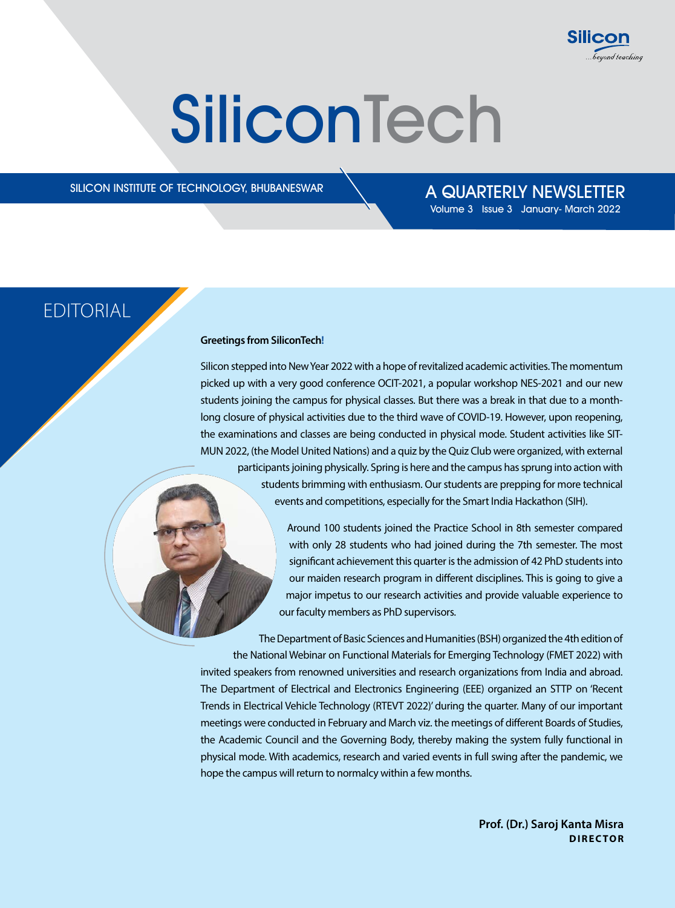Silicon
...beyond teaching

# SiliconTech

SILICON INSTITUTE OF TECHNOLOGY, BHUBANESWAR

A QUARTERLY NEWSLETTER
Volume 3 Issue 3 January- March 2022

## EDITORIAL

**Greetings from SiliconTech!**

Silicon stepped into New Year 2022 with a hope of revitalized academic activities. The momentum picked up with a very good conference OCIT-2021, a popular workshop NES-2021 and our new students joining the campus for physical classes. But there was a break in that due to a month-long closure of physical activities due to the third wave of COVID-19. However, upon reopening, the examinations and classes are being conducted in physical mode. Student activities like SIT-MUN 2022, (the Model United Nations) and a quiz by the Quiz Club were organized, with external participants joining physically. Spring is here and the campus has sprung into action with students brimming with enthusiasm. Our students are prepping for more technical events and competitions, especially for the Smart India Hackathon (SIH).

Around 100 students joined the Practice School in 8th semester compared with only 28 students who had joined during the 7th semester. The most significant achievement this quarter is the admission of 42 PhD students into our maiden research program in different disciplines. This is going to give a major impetus to our research activities and provide valuable experience to our faculty members as PhD supervisors.

The Department of Basic Sciences and Humanities (BSH) organized the 4th edition of the National Webinar on Functional Materials for Emerging Technology (FMET 2022) with invited speakers from renowned universities and research organizations from India and abroad. The Department of Electrical and Electronics Engineering (EEE) organized an STTP on 'Recent Trends in Electrical Vehicle Technology (RTEVT 2022)' during the quarter. Many of our important meetings were conducted in February and March viz. the meetings of different Boards of Studies, the Academic Council and the Governing Body, thereby making the system fully functional in physical mode. With academics, research and varied events in full swing after the pandemic, we hope the campus will return to normalcy within a few months.

**Prof. (Dr.) Saroj Kanta Misra**
**DIRECTOR**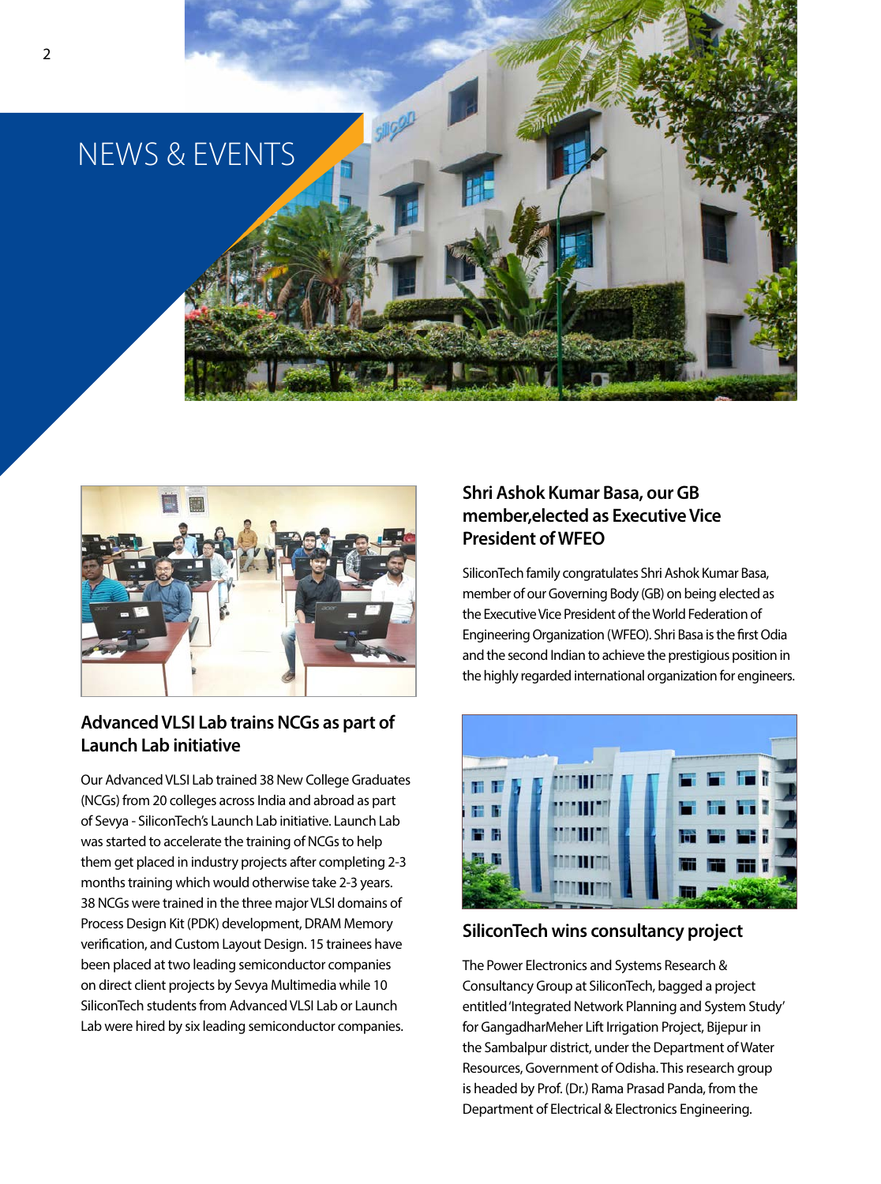# NEWS & EVENTS

## Advanced VLSI Lab trains NCGs as part of Launch Lab initiative

Our Advanced VLSI Lab trained 38 New College Graduates (NCGs) from 20 colleges across India and abroad as part of Sevya - SiliconTech's Launch Lab initiative. Launch Lab was started to accelerate the training of NCGs to help them get placed in industry projects after completing 2-3 months training which would otherwise take 2-3 years. 38 NCGs were trained in the three major VLSI domains of Process Design Kit (PDK) development, DRAM Memory verification, and Custom Layout Design. 15 trainees have been placed at two leading semiconductor companies on direct client projects by Sevya Multimedia while 10 SiliconTech students from Advanced VLSI Lab or Launch Lab were hired by six leading semiconductor companies.

## Shri Ashok Kumar Basa, our GB member,elected as Executive Vice President of WFEO

SiliconTech family congratulates Shri Ashok Kumar Basa, member of our Governing Body (GB) on being elected as the Executive Vice President of the World Federation of Engineering Organization (WFEO). Shri Basa is the first Odia and the second Indian to achieve the prestigious position in the highly regarded international organization for engineers.

## SiliconTech wins consultancy project

The Power Electronics and Systems Research & Consultancy Group at SiliconTech, bagged a project entitled 'Integrated Network Planning and System Study' for GangadharMeher Lift Irrigation Project, Bijepur in the Sambalpur district, under the Department of Water Resources, Government of Odisha. This research group is headed by Prof. (Dr.) Rama Prasad Panda, from the Department of Electrical & Electronics Engineering.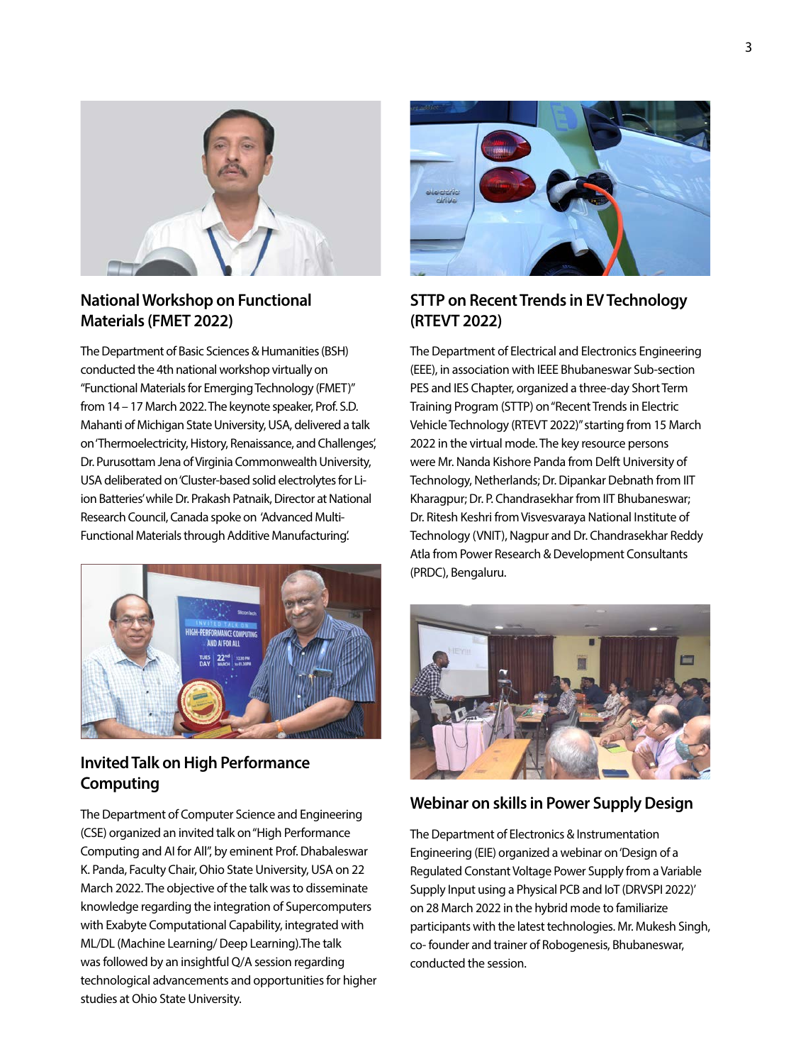## National Workshop on Functional Materials (FMET 2022)

The Department of Basic Sciences & Humanities (BSH) conducted the 4th national workshop virtually on "Functional Materials for Emerging Technology (FMET)" from 14 – 17 March 2022. The keynote speaker, Prof. S.D. Mahanti of Michigan State University, USA, delivered a talk on 'Thermoelectricity, History, Renaissance, and Challenges', Dr. Purusottam Jena of Virginia Commonwealth University, USA deliberated on 'Cluster-based solid electrolytes for Li-ion Batteries' while Dr. Prakash Patnaik, Director at National Research Council, Canada spoke on 'Advanced Multi-Functional Materials through Additive Manufacturing'.

## Invited Talk on High Performance Computing

The Department of Computer Science and Engineering (CSE) organized an invited talk on "High Performance Computing and AI for All", by eminent Prof. Dhabaleswar K. Panda, Faculty Chair, Ohio State University, USA on 22 March 2022. The objective of the talk was to disseminate knowledge regarding the integration of Supercomputers with Exabyte Computational Capability, integrated with ML/DL (Machine Learning/ Deep Learning).The talk was followed by an insightful Q/A session regarding technological advancements and opportunities for higher studies at Ohio State University.

## STTP on Recent Trends in EV Technology (RTEVT 2022)

The Department of Electrical and Electronics Engineering (EEE), in association with IEEE Bhubaneswar Sub-section PES and IES Chapter, organized a three-day Short Term Training Program (STTP) on "Recent Trends in Electric Vehicle Technology (RTEVT 2022)" starting from 15 March 2022 in the virtual mode. The key resource persons were Mr. Nanda Kishore Panda from Delft University of Technology, Netherlands; Dr. Dipankar Debnath from IIT Kharagpur; Dr. P. Chandrasekhar from IIT Bhubaneswar; Dr. Ritesh Keshri from Visvesvaraya National Institute of Technology (VNIT), Nagpur and Dr. Chandrasekhar Reddy Atla from Power Research & Development Consultants (PRDC), Bengaluru.

## Webinar on skills in Power Supply Design

The Department of Electronics & Instrumentation Engineering (EIE) organized a webinar on 'Design of a Regulated Constant Voltage Power Supply from a Variable Supply Input using a Physical PCB and IoT (DRVSPI 2022)' on 28 March 2022 in the hybrid mode to familiarize participants with the latest technologies. Mr. Mukesh Singh, co- founder and trainer of Robogenesis, Bhubaneswar, conducted the session.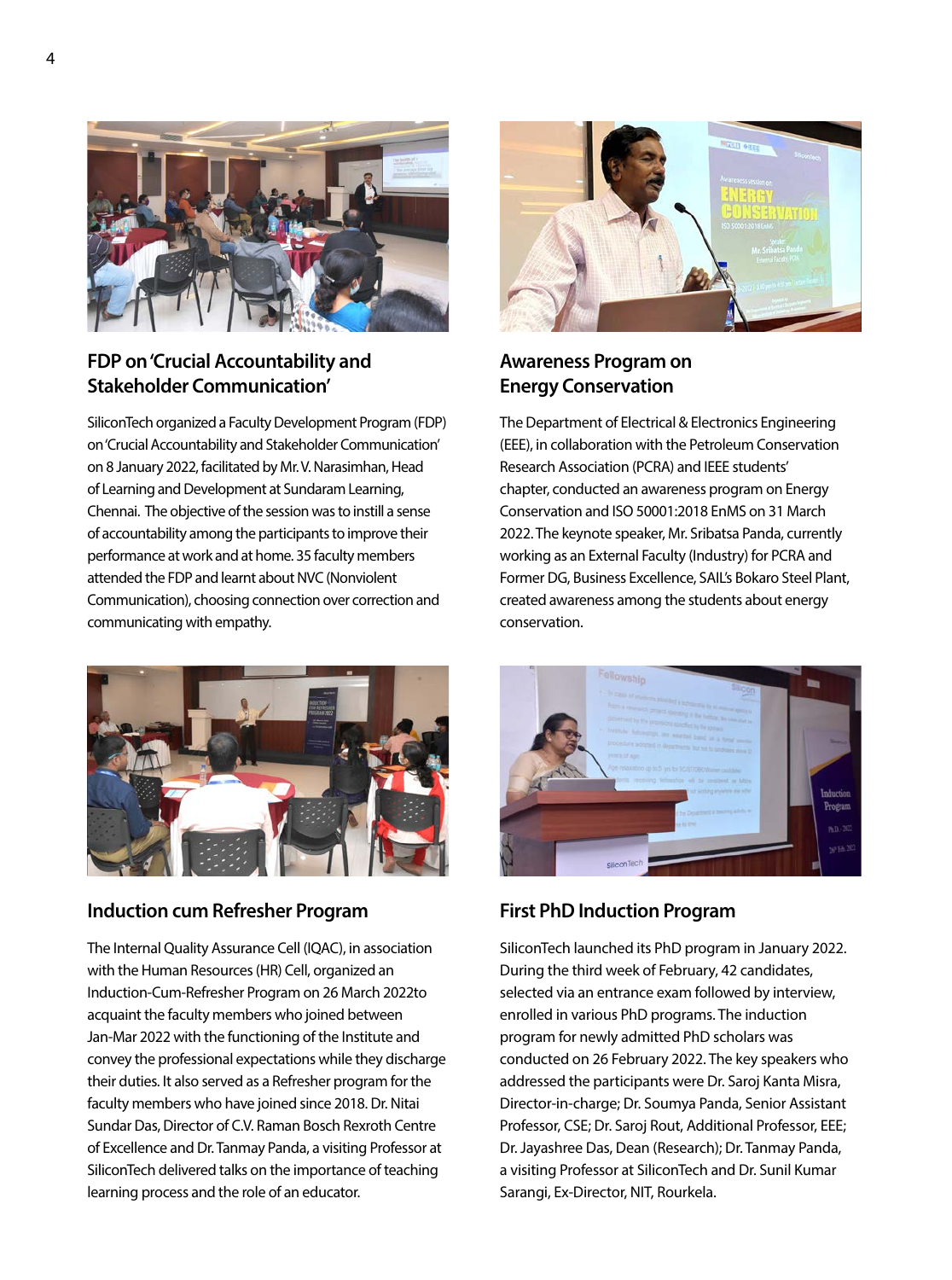## FDP on 'Crucial Accountability and Stakeholder Communication'

SiliconTech organized a Faculty Development Program (FDP) on 'Crucial Accountability and Stakeholder Communication' on 8 January 2022, facilitated by Mr. V. Narasimhan, Head of Learning and Development at Sundaram Learning, Chennai. The objective of the session was to instill a sense of accountability among the participants to improve their performance at work and at home. 35 faculty members attended the FDP and learnt about NVC (Nonviolent Communication), choosing connection over correction and communicating with empathy.

## Awareness Program on Energy Conservation

The Department of Electrical & Electronics Engineering (EEE), in collaboration with the Petroleum Conservation Research Association (PCRA) and IEEE students' chapter, conducted an awareness program on Energy Conservation and ISO 50001:2018 EnMS on 31 March 2022. The keynote speaker, Mr. Sribatsa Panda, currently working as an External Faculty (Industry) for PCRA and Former DG, Business Excellence, SAIL's Bokaro Steel Plant, created awareness among the students about energy conservation.

## Induction cum Refresher Program

The Internal Quality Assurance Cell (IQAC), in association with the Human Resources (HR) Cell, organized an Induction-Cum-Refresher Program on 26 March 2022to acquaint the faculty members who joined between Jan-Mar 2022 with the functioning of the Institute and convey the professional expectations while they discharge their duties. It also served as a Refresher program for the faculty members who have joined since 2018. Dr. Nitai Sundar Das, Director of C.V. Raman Bosch Rexroth Centre of Excellence and Dr. Tanmay Panda, a visiting Professor at SiliconTech delivered talks on the importance of teaching learning process and the role of an educator.

## First PhD Induction Program

SiliconTech launched its PhD program in January 2022. During the third week of February, 42 candidates, selected via an entrance exam followed by interview, enrolled in various PhD programs. The induction program for newly admitted PhD scholars was conducted on 26 February 2022. The key speakers who addressed the participants were Dr. Saroj Kanta Misra, Director-in-charge; Dr. Soumya Panda, Senior Assistant Professor, CSE; Dr. Saroj Rout, Additional Professor, EEE; Dr. Jayashree Das, Dean (Research); Dr. Tanmay Panda, a visiting Professor at SiliconTech and Dr. Sunil Kumar Sarangi, Ex-Director, NIT, Rourkela.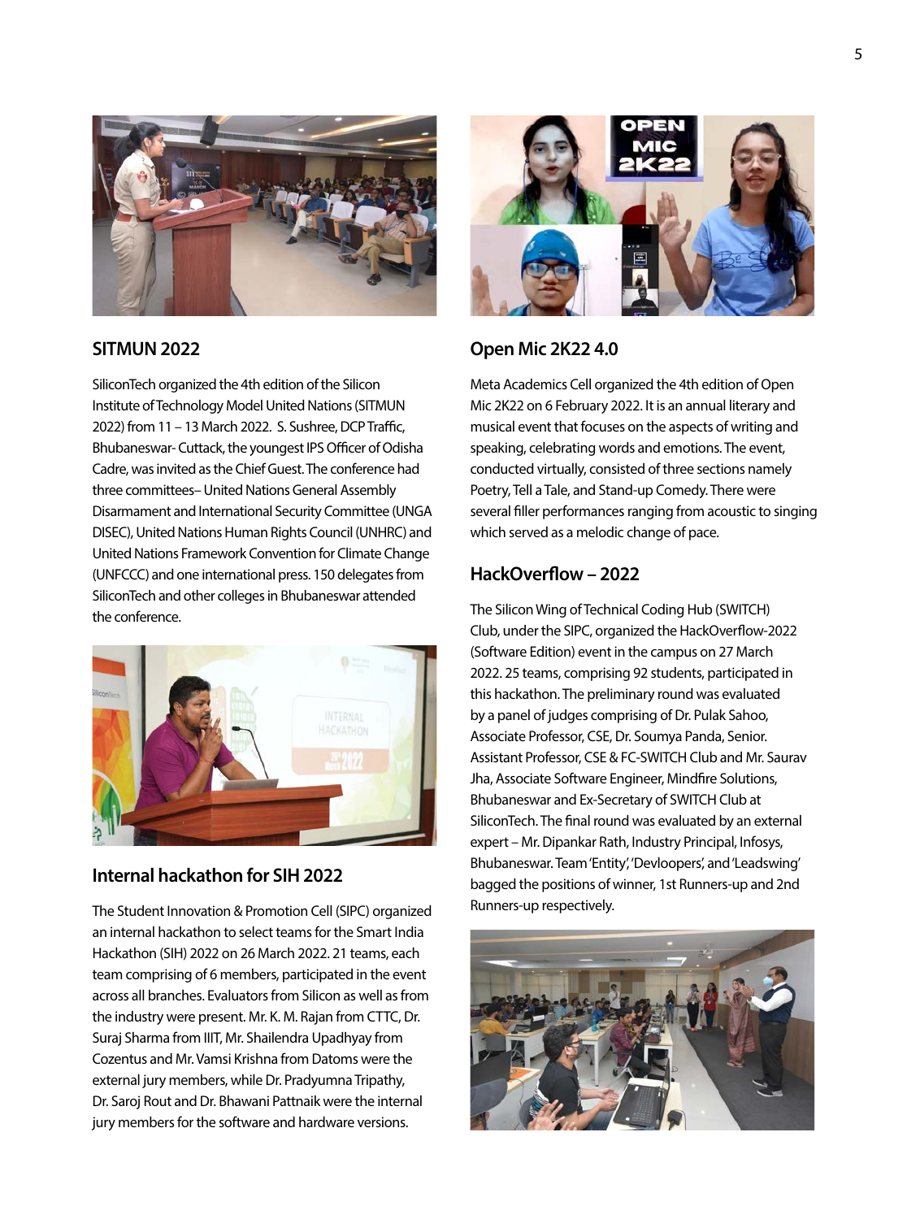## SITMUN 2022

SiliconTech organized the 4th edition of the Silicon Institute of Technology Model United Nations (SITMUN 2022) from 11 – 13 March 2022. S. Sushree, DCP Traffic, Bhubaneswar- Cuttack, the youngest IPS Officer of Odisha Cadre, was invited as the Chief Guest. The conference had three committees– United Nations General Assembly Disarmament and International Security Committee (UNGA DISEC), United Nations Human Rights Council (UNHRC) and United Nations Framework Convention for Climate Change (UNFCCC) and one international press. 150 delegates from SiliconTech and other colleges in Bhubaneswar attended the conference.

## Internal hackathon for SIH 2022

The Student Innovation & Promotion Cell (SIPC) organized an internal hackathon to select teams for the Smart India Hackathon (SIH) 2022 on 26 March 2022. 21 teams, each team comprising of 6 members, participated in the event across all branches. Evaluators from Silicon as well as from the industry were present. Mr. K. M. Rajan from CTTC, Dr. Suraj Sharma from IIIT, Mr. Shailendra Upadhyay from Cozentus and Mr. Vamsi Krishna from Datoms were the external jury members, while Dr. Pradyumna Tripathy, Dr. Saroj Rout and Dr. Bhawani Pattnaik were the internal jury members for the software and hardware versions.

## Open Mic 2K22 4.0

Meta Academics Cell organized the 4th edition of Open Mic 2K22 on 6 February 2022. It is an annual literary and musical event that focuses on the aspects of writing and speaking, celebrating words and emotions. The event, conducted virtually, consisted of three sections namely Poetry, Tell a Tale, and Stand-up Comedy. There were several filler performances ranging from acoustic to singing which served as a melodic change of pace.

## HackOverflow – 2022

The Silicon Wing of Technical Coding Hub (SWITCH) Club, under the SIPC, organized the HackOverflow-2022 (Software Edition) event in the campus on 27 March 2022. 25 teams, comprising 92 students, participated in this hackathon. The preliminary round was evaluated by a panel of judges comprising of Dr. Pulak Sahoo, Associate Professor, CSE, Dr. Soumya Panda, Senior. Assistant Professor, CSE & FC-SWITCH Club and Mr. Saurav Jha, Associate Software Engineer, Mindfire Solutions, Bhubaneswar and Ex-Secretary of SWITCH Club at SiliconTech. The final round was evaluated by an external expert – Mr. Dipankar Rath, Industry Principal, Infosys, Bhubaneswar. Team 'Entity', 'Devloopers', and 'Leadswing' bagged the positions of winner, 1st Runners-up and 2nd Runners-up respectively.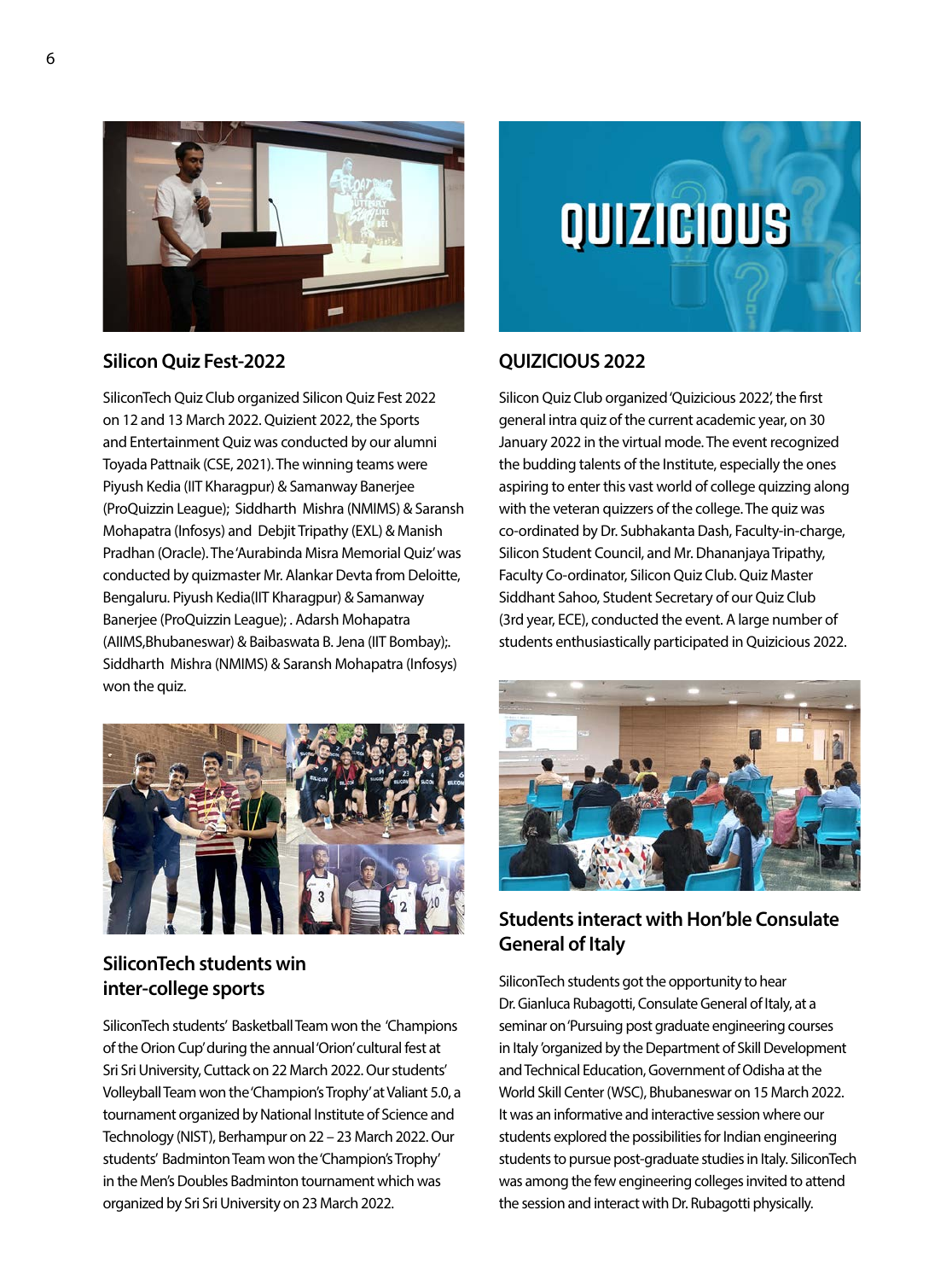## Silicon Quiz Fest-2022

SiliconTech Quiz Club organized Silicon Quiz Fest 2022 on 12 and 13 March 2022. Quizient 2022, the Sports and Entertainment Quiz was conducted by our alumni Toyada Pattnaik (CSE, 2021). The winning teams were Piyush Kedia (IIT Kharagpur) & Samanway Banerjee (ProQuizzin League); Siddharth Mishra (NMIMS) & Saransh Mohapatra (Infosys) and Debjit Tripathy (EXL) & Manish Pradhan (Oracle). The 'Aurabinda Misra Memorial Quiz' was conducted by quizmaster Mr. Alankar Devta from Deloitte, Bengaluru. Piyush Kedia(IIT Kharagpur) & Samanway Banerjee (ProQuizzin League); . Adarsh Mohapatra (AIIMS,Bhubaneswar) & Baibaswata B. Jena (IIT Bombay);. Siddharth Mishra (NMIMS) & Saransh Mohapatra (Infosys) won the quiz.

## SiliconTech students win inter-college sports

SiliconTech students' Basketball Team won the 'Champions of the Orion Cup' during the annual 'Orion' cultural fest at Sri Sri University, Cuttack on 22 March 2022. Our students' Volleyball Team won the 'Champion's Trophy' at Valiant 5.0, a tournament organized by National Institute of Science and Technology (NIST), Berhampur on 22 – 23 March 2022. Our students' Badminton Team won the 'Champion's Trophy' in the Men's Doubles Badminton tournament which was organized by Sri Sri University on 23 March 2022.

## QUIZICIOUS 2022

Silicon Quiz Club organized 'Quizicious 2022', the first general intra quiz of the current academic year, on 30 January 2022 in the virtual mode. The event recognized the budding talents of the Institute, especially the ones aspiring to enter this vast world of college quizzing along with the veteran quizzers of the college. The quiz was co-ordinated by Dr. Subhakanta Dash, Faculty-in-charge, Silicon Student Council, and Mr. Dhananjaya Tripathy, Faculty Co-ordinator, Silicon Quiz Club. Quiz Master Siddhant Sahoo, Student Secretary of our Quiz Club (3rd year, ECE), conducted the event. A large number of students enthusiastically participated in Quizicious 2022.

## Students interact with Hon'ble Consulate General of Italy

SiliconTech students got the opportunity to hear Dr. Gianluca Rubagotti, Consulate General of Italy, at a seminar on 'Pursuing post graduate engineering courses in Italy 'organized by the Department of Skill Development and Technical Education, Government of Odisha at the World Skill Center (WSC), Bhubaneswar on 15 March 2022. It was an informative and interactive session where our students explored the possibilities for Indian engineering students to pursue post-graduate studies in Italy. SiliconTech was among the few engineering colleges invited to attend the session and interact with Dr. Rubagotti physically.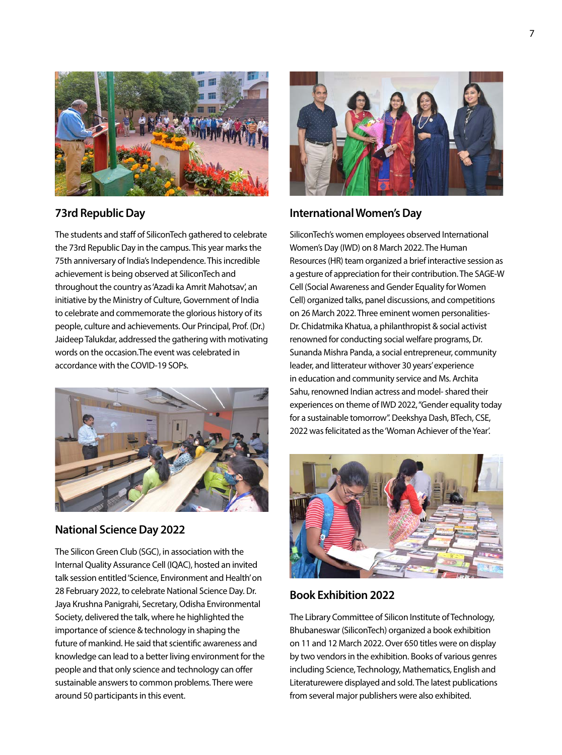## 73rd Republic Day

The students and staff of SiliconTech gathered to celebrate the 73rd Republic Day in the campus. This year marks the 75th anniversary of India's Independence. This incredible achievement is being observed at SiliconTech and throughout the country as 'Azadi ka Amrit Mahotsav', an initiative by the Ministry of Culture, Government of India to celebrate and commemorate the glorious history of its people, culture and achievements. Our Principal, Prof. (Dr.) Jaideep Talukdar, addressed the gathering with motivating words on the occasion.The event was celebrated in accordance with the COVID-19 SOPs.

## National Science Day 2022

The Silicon Green Club (SGC), in association with the Internal Quality Assurance Cell (IQAC), hosted an invited talk session entitled 'Science, Environment and Health' on 28 February 2022, to celebrate National Science Day. Dr. Jaya Krushna Panigrahi, Secretary, Odisha Environmental Society, delivered the talk, where he highlighted the importance of science & technology in shaping the future of mankind. He said that scientific awareness and knowledge can lead to a better living environment for the people and that only science and technology can offer sustainable answers to common problems. There were around 50 participants in this event.

## International Women's Day

SiliconTech's women employees observed International Women's Day (IWD) on 8 March 2022. The Human Resources (HR) team organized a brief interactive session as a gesture of appreciation for their contribution. The SAGE-W Cell (Social Awareness and Gender Equality for Women Cell) organized talks, panel discussions, and competitions on 26 March 2022. Three eminent women personalities- Dr. Chidatmika Khatua, a philanthropist & social activist renowned for conducting social welfare programs, Dr. Sunanda Mishra Panda, a social entrepreneur, community leader, and litterateur withover 30 years' experience in education and community service and Ms. Archita Sahu, renowned Indian actress and model- shared their experiences on theme of IWD 2022, "Gender equality today for a sustainable tomorrow". Deekshya Dash, BTech, CSE, 2022 was felicitated as the 'Woman Achiever of the Year'.

## Book Exhibition 2022

The Library Committee of Silicon Institute of Technology, Bhubaneswar (SiliconTech) organized a book exhibition on 11 and 12 March 2022. Over 650 titles were on display by two vendors in the exhibition. Books of various genres including Science, Technology, Mathematics, English and Literaturewere displayed and sold. The latest publications from several major publishers were also exhibited.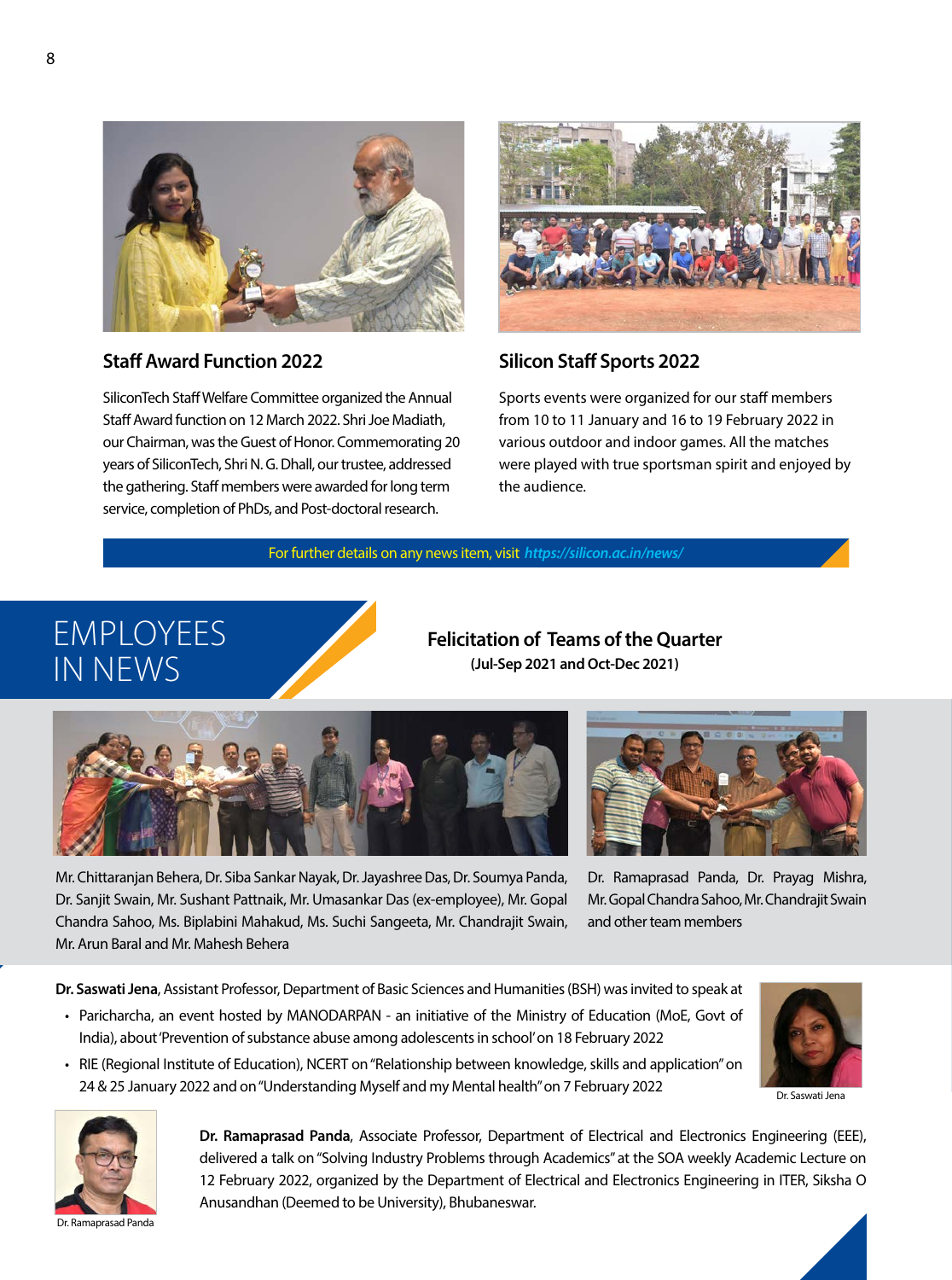### Staff Award Function 2022

SiliconTech Staff Welfare Committee organized the Annual Staff Award function on 12 March 2022. Shri Joe Madiath, our Chairman, was the Guest of Honor. Commemorating 20 years of SiliconTech, Shri N. G. Dhall, our trustee, addressed the gathering. Staff members were awarded for long term service, completion of PhDs, and Post-doctoral research.

### Silicon Staff Sports 2022

Sports events were organized for our staff members from 10 to 11 January and 16 to 19 February 2022 in various outdoor and indoor games. All the matches were played with true sportsman spirit and enjoyed by the audience.

For further details on any news item, visit *https://silicon.ac.in/news/*

## EMPLOYEES IN NEWS

### Felicitation of Teams of the Quarter

**(Jul-Sep 2021 and Oct-Dec 2021)**

Mr. Chittaranjan Behera, Dr. Siba Sankar Nayak, Dr. Jayashree Das, Dr. Soumya Panda, Dr. Sanjit Swain, Mr. Sushant Pattnaik, Mr. Umasankar Das (ex-employee), Mr. Gopal Chandra Sahoo, Ms. Biplabini Mahakud, Ms. Suchi Sangeeta, Mr. Chandrajit Swain, Mr. Arun Baral and Mr. Mahesh Behera

Dr. Ramaprasad Panda, Dr. Prayag Mishra, Mr. Gopal Chandra Sahoo, Mr. Chandrajit Swain and other team members

**Dr. Saswati Jena**, Assistant Professor, Department of Basic Sciences and Humanities (BSH) was invited to speak at

- Paricharcha, an event hosted by MANODARPAN - an initiative of the Ministry of Education (MoE, Govt of India), about 'Prevention of substance abuse among adolescents in school' on 18 February 2022
- RIE (Regional Institute of Education), NCERT on "Relationship between knowledge, skills and application" on 24 & 25 January 2022 and on "Understanding Myself and my Mental health" on 7 February 2022

Dr. Saswati Jena

**Dr. Ramaprasad Panda**, Associate Professor, Department of Electrical and Electronics Engineering (EEE), delivered a talk on "Solving Industry Problems through Academics" at the SOA weekly Academic Lecture on 12 February 2022, organized by the Department of Electrical and Electronics Engineering in ITER, Siksha O Anusandhan (Deemed to be University), Bhubaneswar.

Dr. Ramaprasad Panda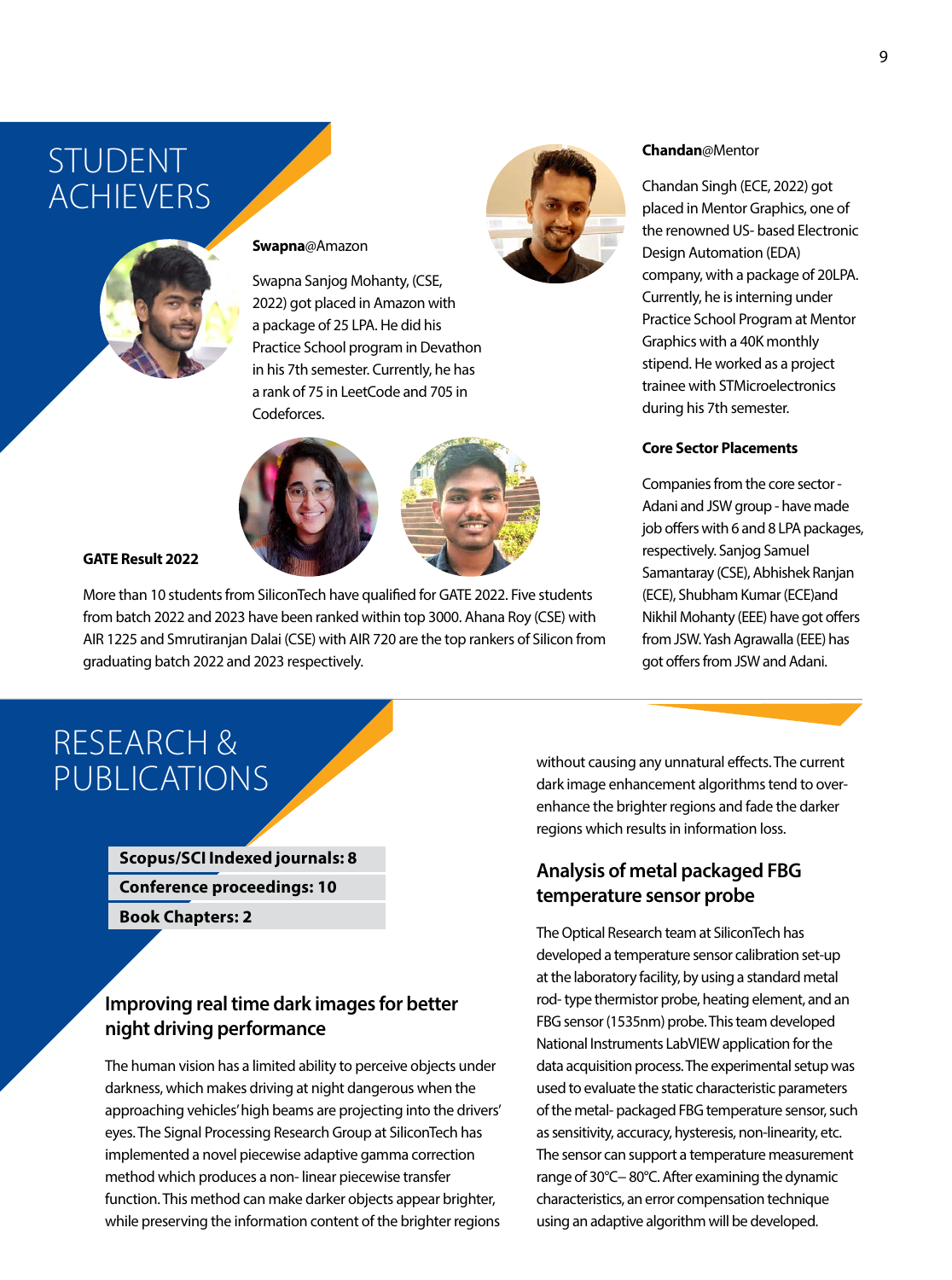# STUDENT ACHIEVERS

**Swapna**@Amazon

Swapna Sanjog Mohanty, (CSE, 2022) got placed in Amazon with a package of 25 LPA. He did his Practice School program in Devathon in his 7th semester. Currently, he has a rank of 75 in LeetCode and 705 in Codeforces.

**Chandan**@Mentor

Chandan Singh (ECE, 2022) got placed in Mentor Graphics, one of the renowned US- based Electronic Design Automation (EDA) company, with a package of 20LPA. Currently, he is interning under Practice School Program at Mentor Graphics with a 40K monthly stipend. He worked as a project trainee with STMicroelectronics during his 7th semester.

**GATE Result 2022**

More than 10 students from SiliconTech have qualified for GATE 2022. Five students from batch 2022 and 2023 have been ranked within top 3000. Ahana Roy (CSE) with AIR 1225 and Smrutiranjan Dalai (CSE) with AIR 720 are the top rankers of Silicon from graduating batch 2022 and 2023 respectively.

**Core Sector Placements**

Companies from the core sector - Adani and JSW group - have made job offers with 6 and 8 LPA packages, respectively. Sanjog Samuel Samantaray (CSE), Abhishek Ranjan (ECE), Shubham Kumar (ECE)and Nikhil Mohanty (EEE) have got offers from JSW. Yash Agrawalla (EEE) has got offers from JSW and Adani.

# RESEARCH & PUBLICATIONS

**Scopus/SCI Indexed journals: 8**

**Conference proceedings: 10**

**Book Chapters: 2**

## Improving real time dark images for better night driving performance

The human vision has a limited ability to perceive objects under darkness, which makes driving at night dangerous when the approaching vehicles' high beams are projecting into the drivers' eyes. The Signal Processing Research Group at SiliconTech has implemented a novel piecewise adaptive gamma correction method which produces a non- linear piecewise transfer function. This method can make darker objects appear brighter, while preserving the information content of the brighter regions without causing any unnatural effects. The current dark image enhancement algorithms tend to over-enhance the brighter regions and fade the darker regions which results in information loss.

## Analysis of metal packaged FBG temperature sensor probe

The Optical Research team at SiliconTech has developed a temperature sensor calibration set-up at the laboratory facility, by using a standard metal rod- type thermistor probe, heating element, and an FBG sensor (1535nm) probe. This team developed National Instruments LabVIEW application for the data acquisition process. The experimental setup was used to evaluate the static characteristic parameters of the metal- packaged FBG temperature sensor, such as sensitivity, accuracy, hysteresis, non-linearity, etc. The sensor can support a temperature measurement range of 30°C– 80°C. After examining the dynamic characteristics, an error compensation technique using an adaptive algorithm will be developed.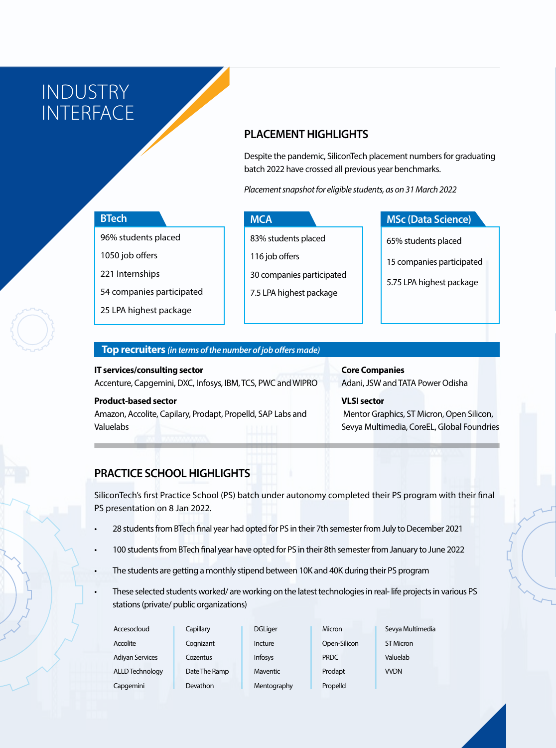# INDUSTRY INTERFACE

## PLACEMENT HIGHLIGHTS

Despite the pandemic, SiliconTech placement numbers for graduating batch 2022 have crossed all previous year benchmarks.

*Placement snapshot for eligible students, as on 31 March 2022*

### BTech

- 96% students placed
- 1050 job offers
- 221 Internships
- 54 companies participated
- 25 LPA highest package

### MCA

- 83% students placed
- 116 job offers
- 30 companies participated
- 7.5 LPA highest package

### MSc (Data Science)

- 65% students placed
- 15 companies participated
- 5.75 LPA highest package

### Top recruiters *(in terms of the number of job offers made)*

**IT services/consulting sector**
Accenture, Capgemini, DXC, Infosys, IBM, TCS, PWC and WIPRO

**Product-based sector**
Amazon, Accolite, Capilary, Prodapt, Propelld, SAP Labs and Valuelabs

**Core Companies**
Adani, JSW and TATA Power Odisha

**VLSI sector**
Mentor Graphics, ST Micron, Open Silicon, Sevya Multimedia, CoreEL, Global Foundries

## PRACTICE SCHOOL HIGHLIGHTS

SiliconTech's first Practice School (PS) batch under autonomy completed their PS program with their final PS presentation on 8 Jan 2022.

- 28 students from BTech final year had opted for PS in their 7th semester from July to December 2021
- 100 students from BTech final year have opted for PS in their 8th semester from January to June 2022
- The students are getting a monthly stipend between 10K and 40K during their PS program
- These selected students worked/ are working on the latest technologies in real- life projects in various PS stations (private/ public organizations)

| | | | | |
|---|---|---|---|---|
| Accesocloud | Capillary | DGLiger | Micron | Sevya Multimedia |
| Accolite | Cognizant | Incture | Open-Silicon | ST Micron |
| Adiyan Services | Cozentus | Infosys | PRDC | Valuelab |
| ALLD Technology | Date The Ramp | Maventic | Prodapt | VVDN |
| Capgemini | Devathon | Mentography | Propelld | |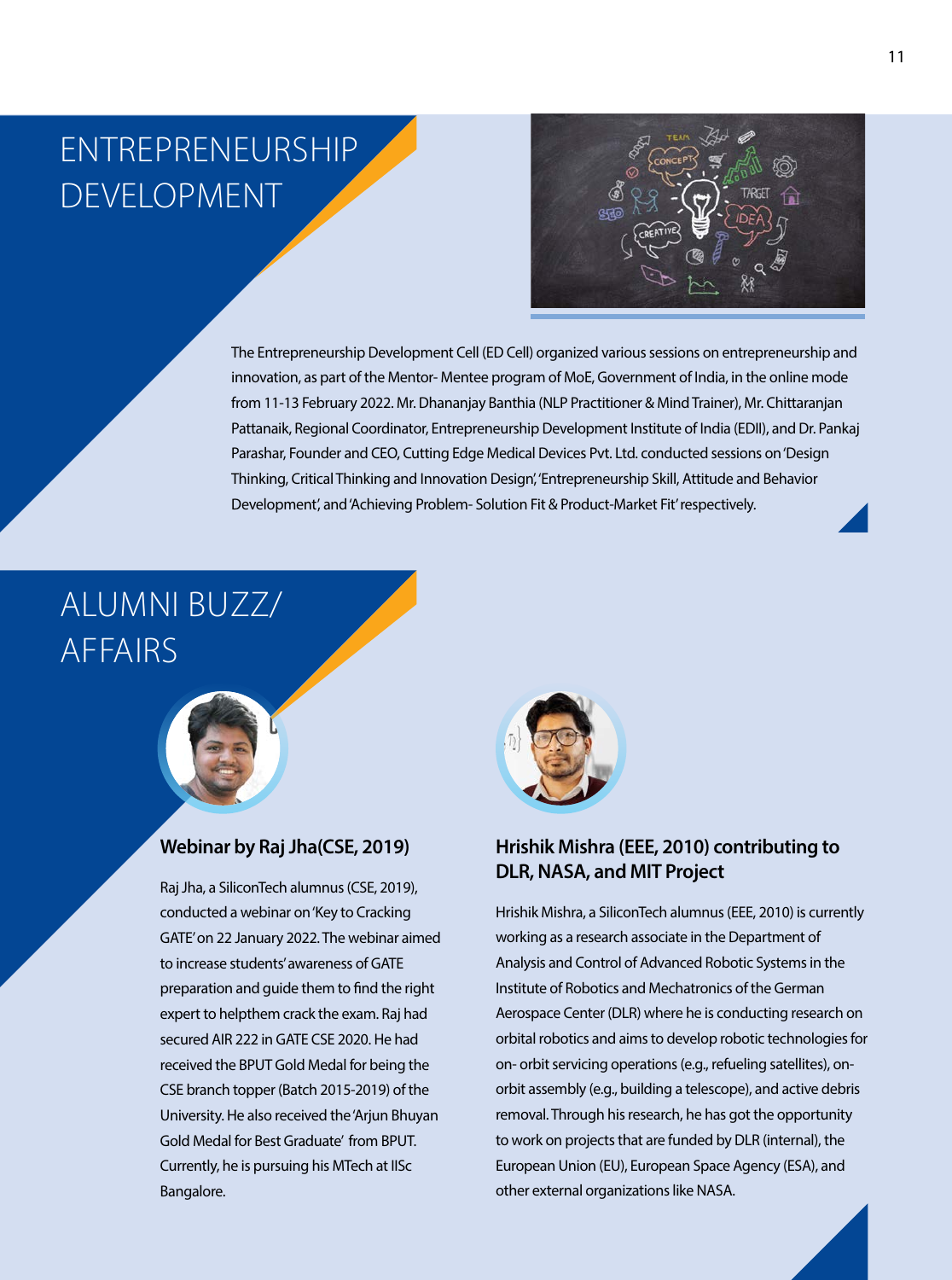# ENTREPRENEURSHIP DEVELOPMENT

The Entrepreneurship Development Cell (ED Cell) organized various sessions on entrepreneurship and innovation, as part of the Mentor- Mentee program of MoE, Government of India, in the online mode from 11-13 February 2022. Mr. Dhananjay Banthia (NLP Practitioner & Mind Trainer), Mr. Chittaranjan Pattanaik, Regional Coordinator, Entrepreneurship Development Institute of India (EDII), and Dr. Pankaj Parashar, Founder and CEO, Cutting Edge Medical Devices Pvt. Ltd. conducted sessions on 'Design Thinking, Critical Thinking and Innovation Design', 'Entrepreneurship Skill, Attitude and Behavior Development', and 'Achieving Problem- Solution Fit & Product-Market Fit' respectively.

# ALUMNI BUZZ/ AFFAIRS

### Webinar by Raj Jha(CSE, 2019)

Raj Jha, a SiliconTech alumnus (CSE, 2019), conducted a webinar on 'Key to Cracking GATE' on 22 January 2022. The webinar aimed to increase students' awareness of GATE preparation and guide them to find the right expert to helpthem crack the exam. Raj had secured AIR 222 in GATE CSE 2020. He had received the BPUT Gold Medal for being the CSE branch topper (Batch 2015-2019) of the University. He also received the 'Arjun Bhuyan Gold Medal for Best Graduate' from BPUT. Currently, he is pursuing his MTech at IISc Bangalore.

### Hrishik Mishra (EEE, 2010) contributing to DLR, NASA, and MIT Project

Hrishik Mishra, a SiliconTech alumnus (EEE, 2010) is currently working as a research associate in the Department of Analysis and Control of Advanced Robotic Systems in the Institute of Robotics and Mechatronics of the German Aerospace Center (DLR) where he is conducting research on orbital robotics and aims to develop robotic technologies for on- orbit servicing operations (e.g., refueling satellites), on-orbit assembly (e.g., building a telescope), and active debris removal. Through his research, he has got the opportunity to work on projects that are funded by DLR (internal), the European Union (EU), European Space Agency (ESA), and other external organizations like NASA.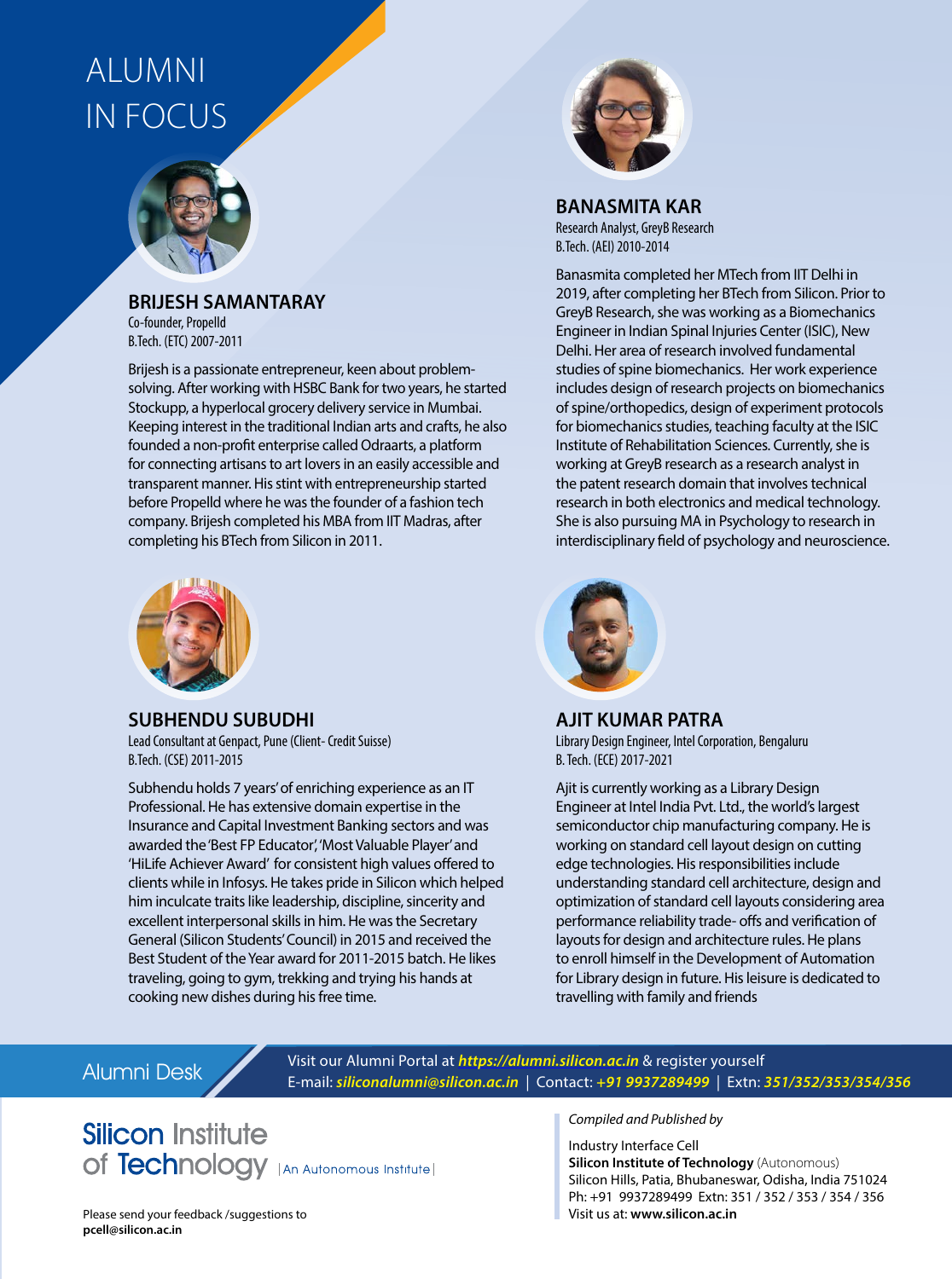# ALUMNI IN FOCUS

## BRIJESH SAMANTARAY

Co-founder, Propelld
B.Tech. (ETC) 2007-2011

Brijesh is a passionate entrepreneur, keen about problem-solving. After working with HSBC Bank for two years, he started Stockupp, a hyperlocal grocery delivery service in Mumbai. Keeping interest in the traditional Indian arts and crafts, he also founded a non-profit enterprise called Odraarts, a platform for connecting artisans to art lovers in an easily accessible and transparent manner. His stint with entrepreneurship started before Propelld where he was the founder of a fashion tech company. Brijesh completed his MBA from IIT Madras, after completing his BTech from Silicon in 2011.

## BANASMITA KAR

Research Analyst, GreyB Research
B.Tech. (AEI) 2010-2014

Banasmita completed her MTech from IIT Delhi in 2019, after completing her BTech from Silicon. Prior to GreyB Research, she was working as a Biomechanics Engineer in Indian Spinal Injuries Center (ISIC), New Delhi. Her area of research involved fundamental studies of spine biomechanics. Her work experience includes design of research projects on biomechanics of spine/orthopedics, design of experiment protocols for biomechanics studies, teaching faculty at the ISIC Institute of Rehabilitation Sciences. Currently, she is working at GreyB research as a research analyst in the patent research domain that involves technical research in both electronics and medical technology. She is also pursuing MA in Psychology to research in interdisciplinary field of psychology and neuroscience.

## SUBHENDU SUBUDHI

Lead Consultant at Genpact, Pune (Client- Credit Suisse)
B.Tech. (CSE) 2011-2015

Subhendu holds 7 years' of enriching experience as an IT Professional. He has extensive domain expertise in the Insurance and Capital Investment Banking sectors and was awarded the 'Best FP Educator', 'Most Valuable Player' and 'HiLife Achiever Award' for consistent high values offered to clients while in Infosys. He takes pride in Silicon which helped him inculcate traits like leadership, discipline, sincerity and excellent interpersonal skills in him. He was the Secretary General (Silicon Students' Council) in 2015 and received the Best Student of the Year award for 2011-2015 batch. He likes traveling, going to gym, trekking and trying his hands at cooking new dishes during his free time.

## AJIT KUMAR PATRA

Library Design Engineer, Intel Corporation, Bengaluru
B. Tech. (ECE) 2017-2021

Ajit is currently working as a Library Design Engineer at Intel India Pvt. Ltd., the world's largest semiconductor chip manufacturing company. He is working on standard cell layout design on cutting edge technologies. His responsibilities include understanding standard cell architecture, design and optimization of standard cell layouts considering area performance reliability trade- offs and verification of layouts for design and architecture rules. He plans to enroll himself in the Development of Automation for Library design in future. His leisure is dedicated to travelling with family and friends

---

**Alumni Desk**

Visit our Alumni Portal at ***https://alumni.silicon.ac.in*** & register yourself
E-mail: ***siliconalumni@silicon.ac.in*** | Contact: ***+91 9937289499*** | Extn: ***351/352/353/354/356***

**Silicon Institute of Technology** | An Autonomous Institute |

Please send your feedback /suggestions to
**pcell@silicon.ac.in**

*Compiled and Published by*

Industry Interface Cell
**Silicon Institute of Technology** (Autonomous)
Silicon Hills, Patia, Bhubaneswar, Odisha, India 751024
Ph: +91 9937289499 Extn: 351 / 352 / 353 / 354 / 356
Visit us at: **www.silicon.ac.in**